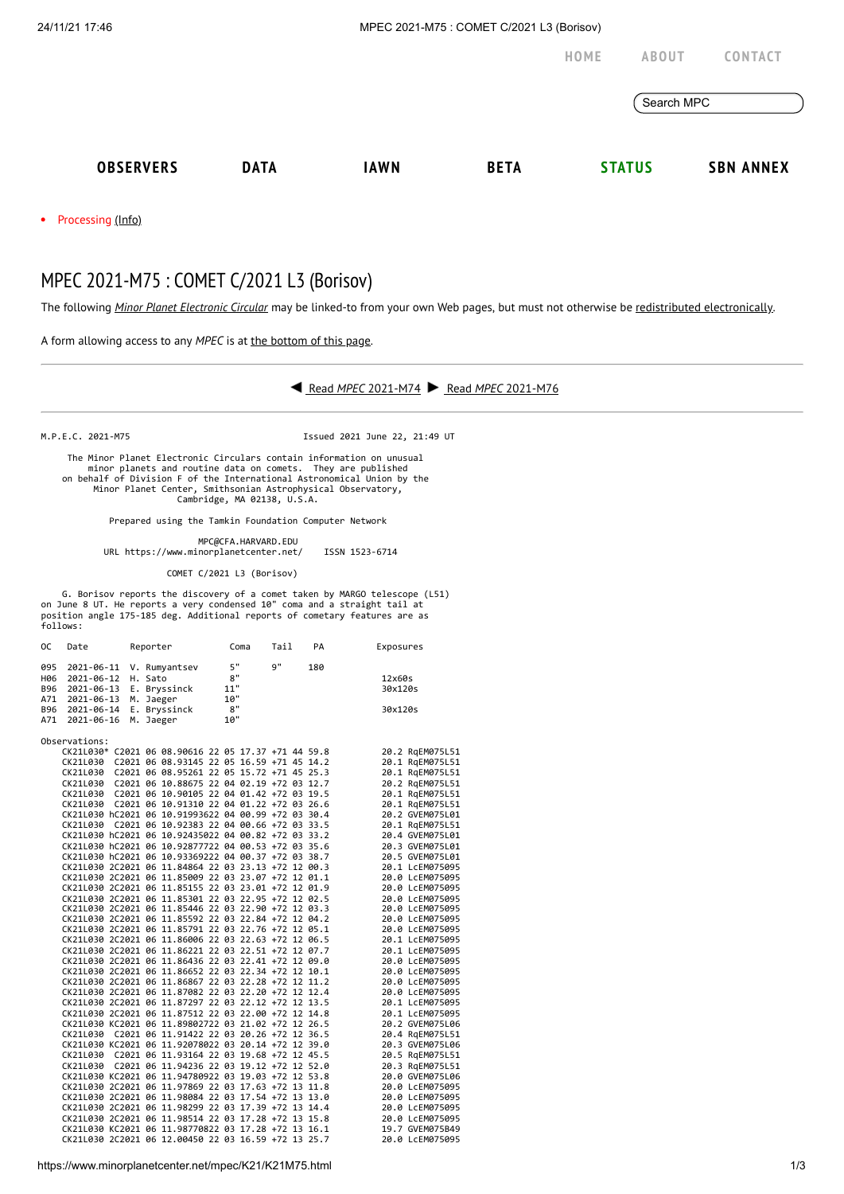# MPEC 2021-M75 : COMET C/2021 L3 (Borisov)

The following *Minor Planet Electronic Circular* may be linked-to from your own Web pages, but must not otherwise be redistributed electronically.

A form allowing access to any *MPEC* is at the bottom of this page.

◀ Read *MPEC* 2021-M74 ▶ Read *MPEC* 2021-M76

```
M.P.E.C. 2021-M75                                 Issued 2021 June 22, 21:49 UT

     The Minor Planet Electronic Circulars contain information on unusual
         minor planets and routine data on comets.  They are published
    on behalf of Division F of the International Astronomical Union by the
          Minor Planet Center, Smithsonian Astrophysical Observatory,
                          Cambridge, MA 02138, U.S.A.

                  Prepared using the Tamkin Foundation Computer Network

                              MPC@CFA.HARVARD.EDU
            URL https://www.minorplanetcenter.net/     ISSN 1523-6714

                             COMET C/2021 L3 (Borisov)

    G. Borisov reports the discovery of a comet taken by MARGO telescope (L51)
on June 8 UT. He reports a very condensed 10" coma and a straight tail at
position angle 175-185 deg. Additional reports of cometary features are as
follows:

OC   Date        Reporter          Coma    Tail    PA          Exposures

095  2021-06-11  V. Rumyantsev       5"     9"     180
H06  2021-06-12  H. Sato             8"                          12x60s
B96  2021-06-13  E. Bryssinck       11"                          30x120s
A71  2021-06-13  M. Jaeger          10"
B96  2021-06-14  E. Bryssinck        8"                          30x120s
A71  2021-06-16  M. Jaeger          10"

Observations:
    CK21L030* C2021 06 08.90616 22 05 17.37 +71 44 59.8          20.2 RqEM075L51
    CK21L030  C2021 06 08.93145 22 05 16.59 +71 45 14.2          20.1 RqEM075L51
    CK21L030  C2021 06 08.95261 22 05 15.72 +71 45 25.3          20.1 RqEM075L51
    CK21L030  C2021 06 10.88675 22 04 02.19 +72 03 12.7          20.2 RqEM075L51
    CK21L030  C2021 06 10.90105 22 04 01.42 +72 03 19.5          20.1 RqEM075L51
    CK21L030  C2021 06 10.91310 22 04 01.22 +72 03 26.6          20.1 RqEM075L51
    CK21L030 hC2021 06 10.91993622 04 00.99 +72 03 30.4          20.2 GVEM075L01
    CK21L030  C2021 06 10.92383 22 04 00.66 +72 03 33.5          20.1 RqEM075L51
    CK21L030 hC2021 06 10.92435022 04 00.82 +72 03 33.2          20.4 GVEM075L01
    CK21L030 hC2021 06 10.92877722 04 00.53 +72 03 35.6          20.3 GVEM075L01
    CK21L030 hC2021 06 10.93369222 04 00.37 +72 03 38.7          20.5 GVEM075L01
    CK21L030 2C2021 06 11.84864 22 03 23.13 +72 12 00.3          20.1 LcEM075095
    CK21L030 2C2021 06 11.85009 22 03 23.07 +72 12 01.1          20.0 LcEM075095
    CK21L030 2C2021 06 11.85155 22 03 23.01 +72 12 01.9          20.0 LcEM075095
    CK21L030 2C2021 06 11.85301 22 03 22.95 +72 12 02.5          20.0 LcEM075095
    CK21L030 2C2021 06 11.85446 22 03 22.90 +72 12 03.3          20.0 LcEM075095
    CK21L030 2C2021 06 11.85592 22 03 22.84 +72 12 04.2          20.0 LcEM075095
    CK21L030 2C2021 06 11.85791 22 03 22.76 +72 12 05.1          20.0 LcEM075095
    CK21L030 2C2021 06 11.86006 22 03 22.63 +72 12 06.5          20.1 LcEM075095
    CK21L030 2C2021 06 11.86221 22 03 22.51 +72 12 07.7          20.1 LcEM075095
    CK21L030 2C2021 06 11.86436 22 03 22.41 +72 12 09.0          20.0 LcEM075095
    CK21L030 2C2021 06 11.86652 22 03 22.34 +72 12 10.1          20.0 LcEM075095
    CK21L030 2C2021 06 11.86867 22 03 22.28 +72 12 11.2          20.0 LcEM075095
    CK21L030 2C2021 06 11.87082 22 03 22.20 +72 12 12.4          20.0 LcEM075095
    CK21L030 2C2021 06 11.87297 22 03 22.12 +72 12 13.5          20.1 LcEM075095
    CK21L030 2C2021 06 11.87512 22 03 22.00 +72 12 14.8          20.1 LcEM075095
    CK21L030 KC2021 06 11.89802722 03 21.02 +72 12 26.5          20.2 GVEM075L06
    CK21L030  C2021 06 11.91422 22 03 20.26 +72 12 36.5          20.4 RqEM075L51
    CK21L030 KC2021 06 11.92078022 03 20.14 +72 12 39.0          20.3 GVEM075L06
    CK21L030  C2021 06 11.93164 22 03 19.68 +72 12 45.5          20.5 RqEM075L51
    CK21L030  C2021 06 11.94236 22 03 19.12 +72 12 52.0          20.3 RqEM075L51
    CK21L030 KC2021 06 11.94780922 03 19.03 +72 12 53.8          20.0 GVEM075L06
    CK21L030 2C2021 06 11.97869 22 03 17.63 +72 13 11.8          20.0 LcEM075095
    CK21L030 2C2021 06 11.98084 22 03 17.54 +72 13 13.0          20.0 LcEM075095
    CK21L030 2C2021 06 11.98299 22 03 17.39 +72 13 14.4          20.0 LcEM075095
    CK21L030 2C2021 06 11.98514 22 03 17.28 +72 13 15.8          20.0 LcEM075095
    CK21L030 KC2021 06 11.98770822 03 17.28 +72 13 16.1          19.7 GVEM075B49
    CK21L030 2C2021 06 12.00450 22 03 16.59 +72 13 25.7          20.0 LcEM075095
```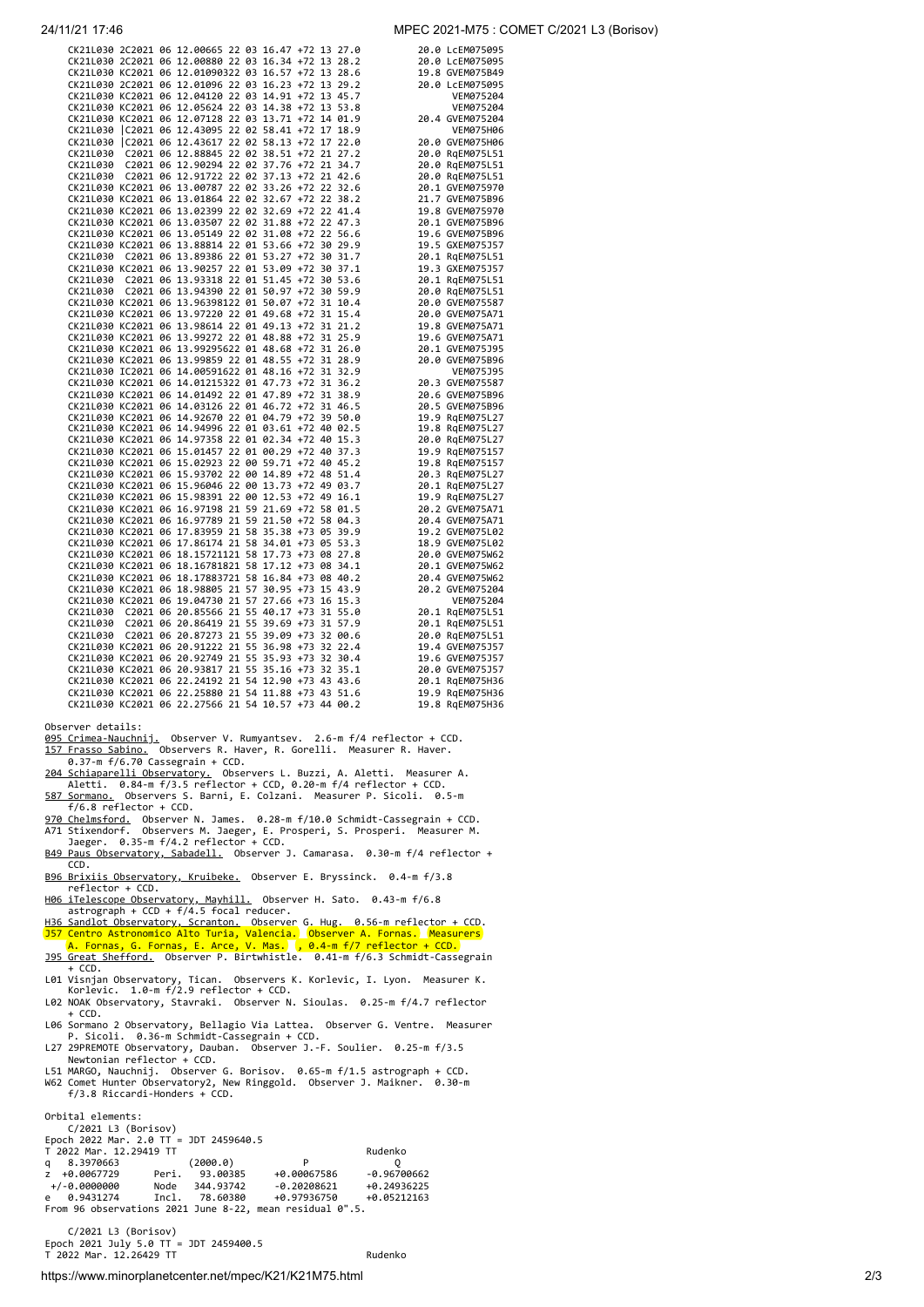```
     CK21L030 2C2021 06 12.00665 22 03 16.47 +72 13 27.0          20.0 LcEM075095
     CK21L030 2C2021 06 12.00880 22 03 16.34 +72 13 28.2          20.0 LcEM075095
     CK21L030 KC2021 06 12.01090322 03 16.57 +72 13 28.6          19.8 GVEM075B49
     CK21L030 2C2021 06 12.01096 22 03 16.23 +72 13 29.2          20.0 LcEM075095
     CK21L030 KC2021 06 12.04120 22 03 14.91 +72 13 45.7               VEM075204
     CK21L030 KC2021 06 12.05624 22 03 14.38 +72 13 53.8               VEM075204
     CK21L030 KC2021 06 12.07128 22 03 13.71 +72 14 01.9          20.4 GVEM075204
     CK21L030 |C2021 06 12.43095 22 02 58.41 +72 17 18.9               VEM075H06
     CK21L030 |C2021 06 12.43617 22 02 58.13 +72 17 22.0          20.0 GVEM075H06
     CK21L030  C2021 06 12.88845 22 02 38.51 +72 21 27.2          20.0 RqEM075L51
     CK21L030  C2021 06 12.90294 22 02 37.76 +72 21 34.7          20.0 RqEM075L51
     CK21L030  C2021 06 12.91722 22 02 37.13 +72 21 42.6          20.0 RqEM075L51
     CK21L030 KC2021 06 13.00787 22 02 33.26 +72 22 32.6          20.1 GVEM075970
     CK21L030 KC2021 06 13.01864 22 02 32.67 +72 22 38.2          21.7 GVEM075B96
     CK21L030 KC2021 06 13.02399 22 02 32.69 +72 22 41.4          19.8 GVEM075970
     CK21L030 KC2021 06 13.03507 22 02 31.88 +72 22 47.3          20.1 GVEM075B96
     CK21L030 KC2021 06 13.05149 22 02 31.08 +72 22 56.6          19.6 GVEM075B96
     CK21L030 KC2021 06 13.88814 22 01 53.66 +72 30 29.9          19.5 GXEM075J57
     CK21L030  C2021 06 13.89386 22 01 53.27 +72 30 31.7          20.1 RqEM075L51
     CK21L030 KC2021 06 13.90257 22 01 53.09 +72 30 37.1          19.3 GXEM075J57
     CK21L030  C2021 06 13.93318 22 01 51.45 +72 30 53.6          20.1 RqEM075L51
     CK21L030  C2021 06 13.94390 22 01 50.97 +72 30 59.9          20.0 RqEM075L51
     CK21L030 KC2021 06 13.96398122 01 50.07 +72 31 10.4          20.0 GVEM075587
     CK21L030 KC2021 06 13.97220 22 01 49.68 +72 31 15.4          20.0 GVEM075A71
     CK21L030 KC2021 06 13.98614 22 01 49.13 +72 31 21.2          19.8 GVEM075A71
     CK21L030 KC2021 06 13.99272 22 01 48.88 +72 31 25.9          19.6 GVEM075A71
     CK21L030 KC2021 06 13.99295622 01 48.68 +72 31 26.0          20.1 GVEM075J95
     CK21L030 KC2021 06 13.99859 22 01 48.55 +72 31 28.9          20.0 GVEM075B96
     CK21L030 IC2021 06 14.00591622 01 48.16 +72 31 32.9               VEM075J95
     CK21L030 KC2021 06 14.01215322 01 47.73 +72 31 36.2          20.3 GVEM075587
     CK21L030 KC2021 06 14.01492 22 01 47.89 +72 31 38.9          20.6 GVEM075B96
     CK21L030 KC2021 06 14.03126 22 01 46.72 +72 31 46.5          20.5 GVEM075B96
     CK21L030 KC2021 06 14.92670 22 01 04.79 +72 39 50.0          19.9 RqEM075L27
     CK21L030 KC2021 06 14.94996 22 01 03.61 +72 40 02.5          19.8 RqEM075L27
     CK21L030 KC2021 06 14.97358 22 01 02.34 +72 40 15.3          20.0 RqEM075L27
     CK21L030 KC2021 06 15.01457 22 01 00.29 +72 40 37.3          19.9 RqEM075157
     CK21L030 KC2021 06 15.02923 22 00 59.71 +72 40 45.2          19.8 RqEM075157
     CK21L030 KC2021 06 15.93702 22 00 14.89 +72 48 51.4          20.3 RqEM075L27
     CK21L030 KC2021 06 15.96046 22 00 13.73 +72 49 03.7          20.1 RqEM075L27
     CK21L030 KC2021 06 15.98391 22 00 12.53 +72 49 16.1          19.9 RqEM075L27
     CK21L030 KC2021 06 16.97198 21 59 21.69 +72 58 01.5          20.2 GVEM075A71
     CK21L030 KC2021 06 16.97789 21 59 21.50 +72 58 04.3          20.4 GVEM075A71
     CK21L030 KC2021 06 17.83959 21 58 35.38 +73 05 39.9          19.2 GVEM075L02
     CK21L030 KC2021 06 17.86174 21 58 34.01 +73 05 53.3          18.9 GVEM075L02
     CK21L030 KC2021 06 18.15721121 58 17.73 +73 08 27.8          20.0 GVEM075W62
     CK21L030 KC2021 06 18.16781821 58 17.12 +73 08 34.1          20.1 GVEM075W62
     CK21L030 KC2021 06 18.17883721 58 16.84 +73 08 40.2          20.4 GVEM075W62
     CK21L030 KC2021 06 18.98805 21 57 30.95 +73 15 43.9          20.2 GVEM075204
     CK21L030 KC2021 06 19.04730 21 57 27.66 +73 16 15.3               VEM075204
     CK21L030  C2021 06 20.85566 21 55 40.17 +73 31 55.0          20.1 RqEM075L51
     CK21L030  C2021 06 20.86419 21 55 39.69 +73 31 57.9          20.1 RqEM075L51
     CK21L030  C2021 06 20.87273 21 55 39.09 +73 32 00.6          20.0 RqEM075L51
     CK21L030 KC2021 06 20.91222 21 55 36.98 +73 32 22.4          19.4 GVEM075J57
     CK21L030 KC2021 06 20.92749 21 55 35.93 +73 32 30.4          19.6 GVEM075J57
     CK21L030 KC2021 06 20.93817 21 55 35.16 +73 32 35.1          20.0 GVEM075J57
     CK21L030 KC2021 06 22.24192 21 54 12.90 +73 43 43.6          20.1 RqEM075H36
     CK21L030 KC2021 06 22.25880 21 54 11.88 +73 43 51.6          19.9 RqEM075H36
     CK21L030 KC2021 06 22.27566 21 54 10.57 +73 44 00.2          19.8 RqEM075H36
```

Observer details:

095 Crimea-Nauchnij. Observer V. Rumyantsev. 2.6-m f/4 reflector + CCD.
157 Frasso Sabino. Observers R. Haver, R. Gorelli. Measurer R. Haver. 0.37-m f/6.70 Cassegrain + CCD.
204 Schiaparelli Observatory. Observers L. Buzzi, A. Aletti. Measurer A. Aletti. 0.84-m f/3.5 reflector + CCD, 0.20-m f/4 reflector + CCD.
587 Sormano. Observers S. Barni, E. Colzani. Measurer P. Sicoli. 0.5-m f/6.8 reflector + CCD.
970 Chelmsford. Observer N. James. 0.28-m f/10.0 Schmidt-Cassegrain + CCD.
A71 Stixendorf. Observers M. Jaeger, E. Prosperi, S. Prosperi. Measurer M. Jaeger. 0.35-m f/4.2 reflector + CCD.
B49 Paus Observatory, Sabadell. Observer J. Camarasa. 0.30-m f/4 reflector + CCD.
B96 Brixiis Observatory, Kruibeke. Observer E. Bryssinck. 0.4-m f/3.8 reflector + CCD.
H06 iTelescope Observatory, Mayhill. Observer H. Sato. 0.43-m f/6.8 astrograph + CCD + f/4.5 focal reducer.
H36 Sandlot Observatory, Scranton. Observer G. Hug. 0.56-m reflector + CCD.
J57 Centro Astronomico Alto Turia, Valencia. Observer A. Fornas. Measurers A. Fornas, G. Fornas, E. Arce, V. Mas. , 0.4-m f/7 reflector + CCD.
J95 Great Shefford. Observer P. Birtwhistle. 0.41-m f/6.3 Schmidt-Cassegrain + CCD.
L01 Visnjan Observatory, Tican. Observers K. Korlevic, I. Lyon. Measurer K. Korlevic. 1.0-m f/2.9 reflector + CCD.
L02 NOAK Observatory, Stavraki. Observer N. Sioulas. 0.25-m f/4.7 reflector + CCD.
L06 Sormano 2 Observatory, Bellagio Via Lattea. Observer G. Ventre. Measurer P. Sicoli. 0.36-m Schmidt-Cassegrain + CCD.
L27 29PREMOTE Observatory, Dauban. Observer J.-F. Soulier. 0.25-m f/3.5 Newtonian reflector + CCD.
L51 MARGO, Nauchnij. Observer G. Borisov. 0.65-m f/1.5 astrograph + CCD.
W62 Comet Hunter Observatory2, New Ringgold. Observer J. Maikner. 0.30-m f/3.8 Riccardi-Honders + CCD.

Orbital elements:

```
    C/2021 L3 (Borisov)
Epoch 2022 Mar. 2.0 TT = JDT 2459640.5
T 2022 Mar. 12.29419 TT                                 Rudenko
q  8.3970663            (2000.0)            P               Q
z  +0.0067729      Peri.   93.00385     +0.00067586     -0.96700662
 +/-0.0000000      Node   344.93742     -0.20208621     +0.24936225
e  0.9431274       Incl.   78.60380     +0.97936750     +0.05212163
From 96 observations 2021 June 8-22, mean residual 0".5.

    C/2021 L3 (Borisov)
Epoch 2021 July 5.0 TT = JDT 2459400.5
T 2022 Mar. 12.26429 TT                                 Rudenko
```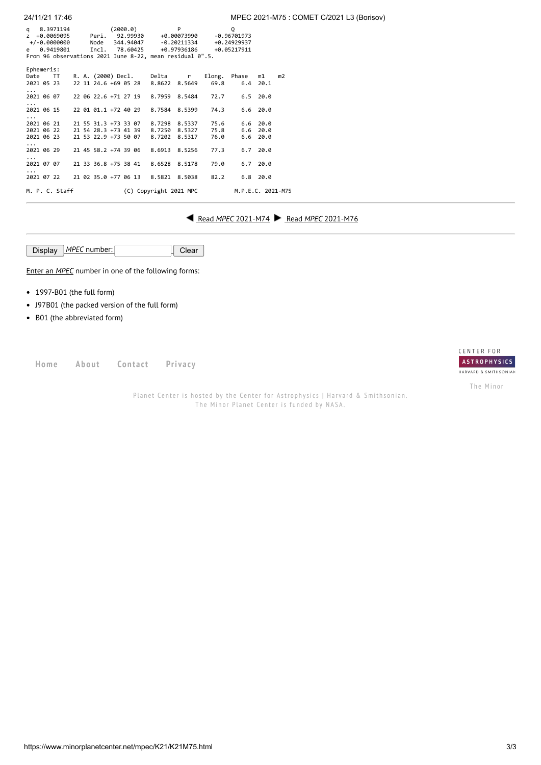```
q   8.3971194           (2000.0)           P             Q
z  +0.0069095       Peri.   92.99930     +0.00073990    -0.96701973
 +/-0.0000000       Node   344.94047     -0.20211334    +0.24929937
e   0.9419801       Incl.   78.60425     +0.97936186    +0.05217911
From 96 observations 2021 June 8-22, mean residual 0".5.

Ephemeris:
Date    TT    R. A. (2000) Decl.     Delta      r    Elong.  Phase   m1    m2
2021 05 23    22 11 24.6 +69 05 28   8.8622  8.5649   69.8     6.4  20.1
...
2021 06 07    22 06 22.6 +71 27 19   8.7959  8.5484   72.7     6.5  20.0
...
2021 06 15    22 01 01.1 +72 40 29   8.7584  8.5399   74.3     6.6  20.0
...
2021 06 21    21 55 31.3 +73 33 07   8.7298  8.5337   75.6     6.6  20.0
2021 06 22    21 54 28.3 +73 41 39   8.7250  8.5327   75.8     6.6  20.0
2021 06 23    21 53 22.9 +73 50 07   8.7202  8.5317   76.0     6.6  20.0
...
2021 06 29    21 45 58.2 +74 39 06   8.6913  8.5256   77.3     6.7  20.0
...
2021 07 07    21 33 36.8 +75 38 41   8.6528  8.5178   79.0     6.7  20.0
...
2021 07 22    21 02 35.0 +77 06 13   8.5821  8.5038   82.2     6.8  20.0

M. P. C. Staff              (C) Copyright 2021 MPC          M.P.E.C. 2021-M75
```

---

Read *MPEC* 2021-M74 Read *MPEC* 2021-M76

---

Display *MPEC* number: Clear

Enter an *MPEC* number in one of the following forms:

- 1997-B01 (the full form)
- J97B01 (the packed version of the full form)
- B01 (the abbreviated form)

Home About Contact Privacy

CENTER FOR ASTROPHYSICS HARVARD & SMITHSONIAN

The Minor Planet Center is hosted by the Center for Astrophysics | Harvard & Smithsonian.
The Minor Planet Center is funded by NASA.